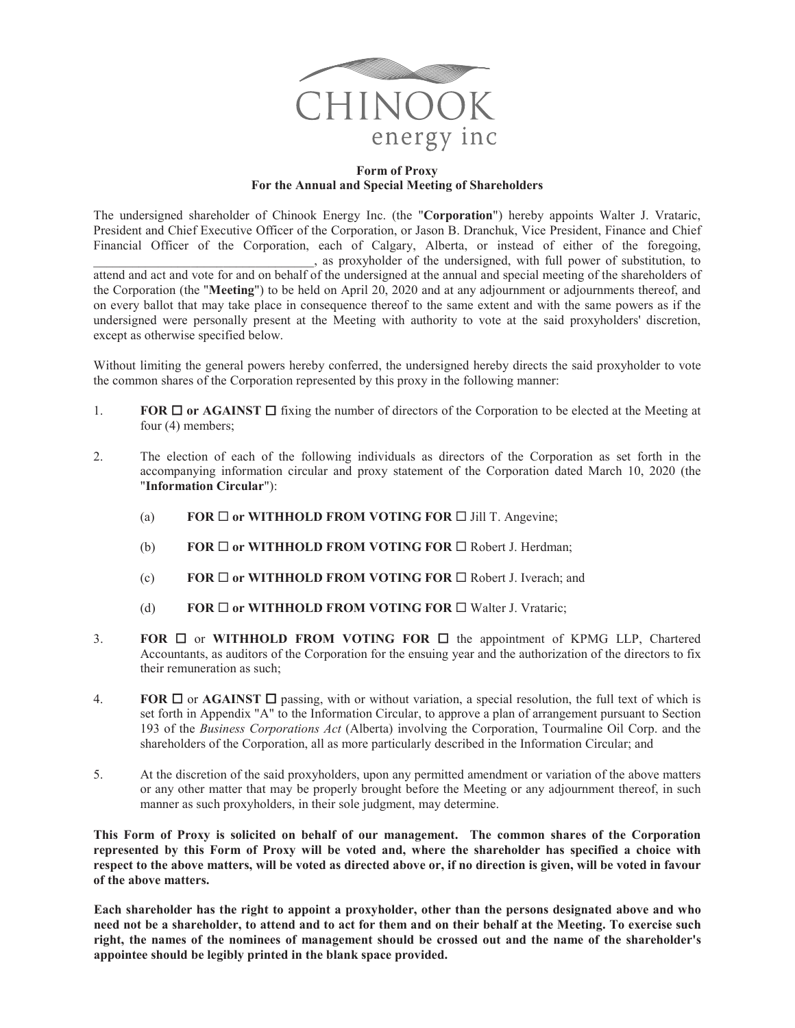CHINOOK
energy inc

**Form of Proxy**
**For the Annual and Special Meeting of Shareholders**

The undersigned shareholder of Chinook Energy Inc. (the "**Corporation**") hereby appoints Walter J. Vrataric, President and Chief Executive Officer of the Corporation, or Jason B. Dranchuk, Vice President, Finance and Chief Financial Officer of the Corporation, each of Calgary, Alberta, or instead of either of the foregoing, ________________________________, as proxyholder of the undersigned, with full power of substitution, to attend and act and vote for and on behalf of the undersigned at the annual and special meeting of the shareholders of the Corporation (the "**Meeting**") to be held on April 20, 2020 and at any adjournment or adjournments thereof, and on every ballot that may take place in consequence thereof to the same extent and with the same powers as if the undersigned were personally present at the Meeting with authority to vote at the said proxyholders' discretion, except as otherwise specified below.

Without limiting the general powers hereby conferred, the undersigned hereby directs the said proxyholder to vote the common shares of the Corporation represented by this proxy in the following manner:

1. **FOR ☐ or AGAINST ☐** fixing the number of directors of the Corporation to be elected at the Meeting at four (4) members;

2. The election of each of the following individuals as directors of the Corporation as set forth in the accompanying information circular and proxy statement of the Corporation dated March 10, 2020 (the "**Information Circular**"):

   (a) **FOR ☐ or WITHHOLD FROM VOTING FOR ☐** Jill T. Angevine;

   (b) **FOR ☐ or WITHHOLD FROM VOTING FOR ☐** Robert J. Herdman;

   (c) **FOR ☐ or WITHHOLD FROM VOTING FOR ☐** Robert J. Iverach; and

   (d) **FOR ☐ or WITHHOLD FROM VOTING FOR ☐** Walter J. Vrataric;

3. **FOR ☐** or **WITHHOLD FROM VOTING FOR ☐** the appointment of KPMG LLP, Chartered Accountants, as auditors of the Corporation for the ensuing year and the authorization of the directors to fix their remuneration as such;

4. **FOR ☐** or **AGAINST ☐** passing, with or without variation, a special resolution, the full text of which is set forth in Appendix "A" to the Information Circular, to approve a plan of arrangement pursuant to Section 193 of the *Business Corporations Act* (Alberta) involving the Corporation, Tourmaline Oil Corp. and the shareholders of the Corporation, all as more particularly described in the Information Circular; and

5. At the discretion of the said proxyholders, upon any permitted amendment or variation of the above matters or any other matter that may be properly brought before the Meeting or any adjournment thereof, in such manner as such proxyholders, in their sole judgment, may determine.

**This Form of Proxy is solicited on behalf of our management. The common shares of the Corporation represented by this Form of Proxy will be voted and, where the shareholder has specified a choice with respect to the above matters, will be voted as directed above or, if no direction is given, will be voted in favour of the above matters.**

**Each shareholder has the right to appoint a proxyholder, other than the persons designated above and who need not be a shareholder, to attend and to act for them and on their behalf at the Meeting. To exercise such right, the names of the nominees of management should be crossed out and the name of the shareholder's appointee should be legibly printed in the blank space provided.**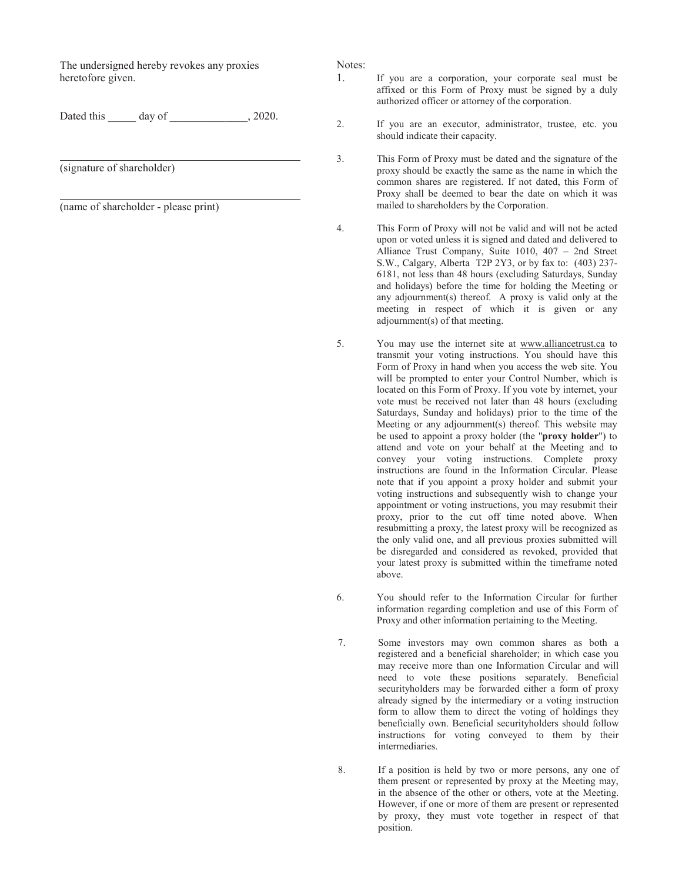The undersigned hereby revokes any proxies heretofore given.

Dated this _____ day of ______________, 2020.

\_\_\_\_\_\_\_\_\_\_\_\_\_\_\_\_\_\_\_\_\_\_\_\_\_\_\_\_\_\_\_\_\_\_\_\_\_\_\_\_\_\_\_\_

(signature of shareholder)

\_\_\_\_\_\_\_\_\_\_\_\_\_\_\_\_\_\_\_\_\_\_\_\_\_\_\_\_\_\_\_\_\_\_\_\_\_\_\_\_\_\_\_\_

(name of shareholder - please print)

Notes:

1. If you are a corporation, your corporate seal must be affixed or this Form of Proxy must be signed by a duly authorized officer or attorney of the corporation.

2. If you are an executor, administrator, trustee, etc. you should indicate their capacity.

3. This Form of Proxy must be dated and the signature of the proxy should be exactly the same as the name in which the common shares are registered. If not dated, this Form of Proxy shall be deemed to bear the date on which it was mailed to shareholders by the Corporation.

4. This Form of Proxy will not be valid and will not be acted upon or voted unless it is signed and dated and delivered to Alliance Trust Company, Suite 1010, 407 – 2nd Street S.W., Calgary, Alberta T2P 2Y3, or by fax to: (403) 237-6181, not less than 48 hours (excluding Saturdays, Sunday and holidays) before the time for holding the Meeting or any adjournment(s) thereof. A proxy is valid only at the meeting in respect of which it is given or any adjournment(s) of that meeting.

5. You may use the internet site at www.alliancetrust.ca to transmit your voting instructions. You should have this Form of Proxy in hand when you access the web site. You will be prompted to enter your Control Number, which is located on this Form of Proxy. If you vote by internet, your vote must be received not later than 48 hours (excluding Saturdays, Sunday and holidays) prior to the time of the Meeting or any adjournment(s) thereof. This website may be used to appoint a proxy holder (the "**proxy holder**") to attend and vote on your behalf at the Meeting and to convey your voting instructions. Complete proxy instructions are found in the Information Circular. Please note that if you appoint a proxy holder and submit your voting instructions and subsequently wish to change your appointment or voting instructions, you may resubmit their proxy, prior to the cut off time noted above. When resubmitting a proxy, the latest proxy will be recognized as the only valid one, and all previous proxies submitted will be disregarded and considered as revoked, provided that your latest proxy is submitted within the timeframe noted above.

6. You should refer to the Information Circular for further information regarding completion and use of this Form of Proxy and other information pertaining to the Meeting.

7. Some investors may own common shares as both a registered and a beneficial shareholder; in which case you may receive more than one Information Circular and will need to vote these positions separately. Beneficial securityholders may be forwarded either a form of proxy already signed by the intermediary or a voting instruction form to allow them to direct the voting of holdings they beneficially own. Beneficial securityholders should follow instructions for voting conveyed to them by their intermediaries.

8. If a position is held by two or more persons, any one of them present or represented by proxy at the Meeting may, in the absence of the other or others, vote at the Meeting. However, if one or more of them are present or represented by proxy, they must vote together in respect of that position.